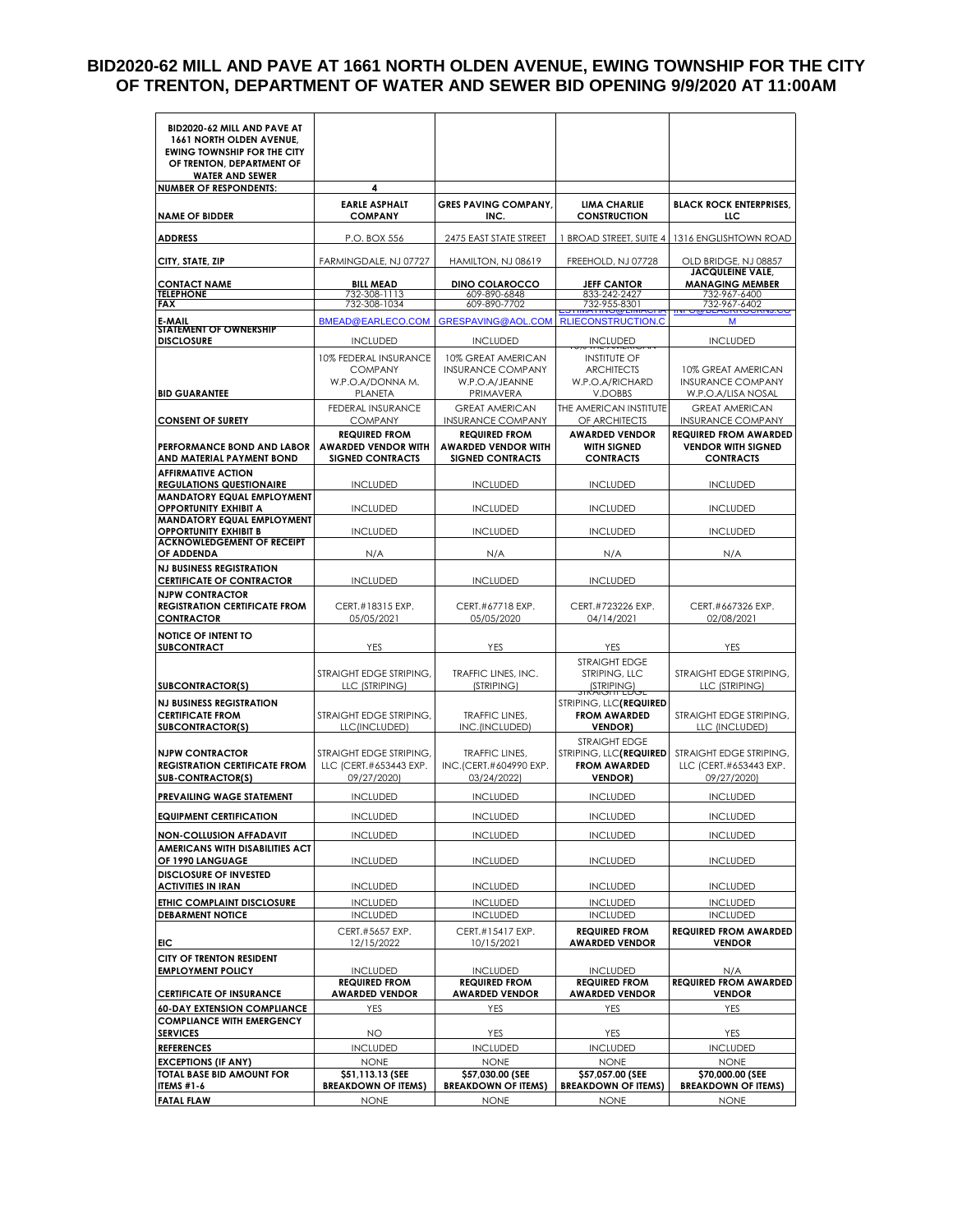# BID2020-62 MILL AND PAVE AT 1661 NORTH OLDEN AVENUE, EWING TOWNSHIP FOR THE CITY OF TRENTON, DEPARTMENT OF WATER AND SEWER BID OPENING 9/9/2020 AT 11:00AM

| BID2020-62 MILL AND PAVE AT 1661 NORTH OLDEN AVENUE, EWING TOWNSHIP FOR THE CITY OF TRENTON, DEPARTMENT OF WATER AND SEWER | | | | |
|---|---|---|---|---|
| **NUMBER OF RESPONDENTS:** | 4 | | | |
| **NAME OF BIDDER** | **EARLE ASPHALT COMPANY** | **GRES PAVING COMPANY, INC.** | **LIMA CHARLIE CONSTRUCTION** | **BLACK ROCK ENTERPRISES, LLC** |
| **ADDRESS** | P.O. BOX 556 | 2475 EAST STATE STREET | 1 BROAD STREET, SUITE 4 | 1316 ENGLISHTOWN ROAD |
| **CITY, STATE, ZIP** | FARMINGDALE, NJ 07727 | HAMILTON, NJ 08619 | FREEHOLD, NJ 07728 | OLD BRIDGE, NJ 08857 |
| **CONTACT NAME** | **BILL MEAD** | **DINO COLAROCCO** | **JEFF CANTOR** | **JACQULEINE VALE, MANAGING MEMBER** |
| **TELEPHONE** | 732-308-1113 | 609-890-6848 | 833-242-2427 | 732-967-6400 |
| **FAX** | 732-308-1034 | 609-890-7702 | 732-955-8301 | 732-967-6402 |
| **E-MAIL** | BMEAD@EARLECO.COM | GRESPAVING@AOL.COM | ESTIMATING@LIMACHA RLIECONSTRUCTION.C | INFO@BLACKROCKNJ.CO M |
| **STATEMENT OF OWNERSHIP DISCLOSURE** | INCLUDED | INCLUDED | INCLUDED | INCLUDED |
| **BID GUARANTEE** | 10% FEDERAL INSURANCE COMPANY W.P.O.A/DONNA M. PLANETA | 10% GREAT AMERICAN INSURANCE COMPANY W.P.O.A/JEANNE PRIMAVERA | 10% THE AMERICAN INSTITUTE OF ARCHITECTS W.P.O.A/RICHARD V.DOBBS | 10% GREAT AMERICAN INSURANCE COMPANY W.P.O.A/LISA NOSAL |
| **CONSENT OF SURETY** | FEDERAL INSURANCE COMPANY | GREAT AMERICAN INSURANCE COMPANY | THE AMERICAN INSTITUTE OF ARCHITECTS | GREAT AMERICAN INSURANCE COMPANY |
| **PERFORMANCE BOND AND LABOR AND MATERIAL PAYMENT BOND** | **REQUIRED FROM AWARDED VENDOR WITH SIGNED CONTRACTS** | **REQUIRED FROM AWARDED VENDOR WITH SIGNED CONTRACTS** | **AWARDED VENDOR WITH SIGNED CONTRACTS** | **REQUIRED FROM AWARDED VENDOR WITH SIGNED CONTRACTS** |
| **AFFIRMATIVE ACTION REGULATIONS QUESTIONAIRE** | INCLUDED | INCLUDED | INCLUDED | INCLUDED |
| **MANDATORY EQUAL EMPLOYMENT OPPORTUNITY EXHIBIT A** | INCLUDED | INCLUDED | INCLUDED | INCLUDED |
| **MANDATORY EQUAL EMPLOYMENT OPPORTUNITY EXHIBIT B** | INCLUDED | INCLUDED | INCLUDED | INCLUDED |
| **ACKNOWLEDGEMENT OF RECEIPT OF ADDENDA** | N/A | N/A | N/A | N/A |
| **NJ BUSINESS REGISTRATION CERTIFICATE OF CONTRACTOR** | INCLUDED | INCLUDED | INCLUDED | |
| **NJPW CONTRACTOR REGISTRATION CERTIFICATE FROM CONTRACTOR** | CERT.#18315 EXP. 05/05/2021 | CERT.#67718 EXP. 05/05/2020 | CERT.#723226 EXP. 04/14/2021 | CERT.#667326 EXP. 02/08/2021 |
| **NOTICE OF INTENT TO SUBCONTRACT** | YES | YES | YES | YES |
| **SUBCONTRACTOR(S)** | STRAIGHT EDGE STRIPING, LLC (STRIPING) | TRAFFIC LINES, INC. (STRIPING) | STRAIGHT EDGE STRIPING, LLC (STRIPING) | STRAIGHT EDGE STRIPING, LLC (STRIPING) |
| **NJ BUSINESS REGISTRATION CERTIFICATE FROM SUBCONTRACTOR(S)** | STRAIGHT EDGE STRIPING, LLC(INCLUDED) | TRAFFIC LINES, INC.(INCLUDED) | STRAIGHT EDGE STRIPING, LLC**(REQUIRED FROM AWARDED VENDOR)** | STRAIGHT EDGE STRIPING, LLC (INCLUDED) |
| **NJPW CONTRACTOR REGISTRATION CERTIFICATE FROM SUB-CONTRACTOR(S)** | STRAIGHT EDGE STRIPING, LLC (CERT.#653443 EXP. 09/27/2020) | TRAFFIC LINES, INC.(CERT.#604990 EXP. 03/24/2022) | STRAIGHT EDGE STRIPING, LLC**(REQUIRED FROM AWARDED VENDOR)** | STRAIGHT EDGE STRIPING, LLC (CERT.#653443 EXP. 09/27/2020) |
| **PREVAILING WAGE STATEMENT** | INCLUDED | INCLUDED | INCLUDED | INCLUDED |
| **EQUIPMENT CERTIFICATION** | INCLUDED | INCLUDED | INCLUDED | INCLUDED |
| **NON-COLLUSION AFFADAVIT** | INCLUDED | INCLUDED | INCLUDED | INCLUDED |
| **AMERICANS WITH DISABILITIES ACT OF 1990 LANGUAGE** | INCLUDED | INCLUDED | INCLUDED | INCLUDED |
| **DISCLOSURE OF INVESTED ACTIVITIES IN IRAN** | INCLUDED | INCLUDED | INCLUDED | INCLUDED |
| **ETHIC COMPLAINT DISCLOSURE** | INCLUDED | INCLUDED | INCLUDED | INCLUDED |
| **DEBARMENT NOTICE** | INCLUDED | INCLUDED | INCLUDED | INCLUDED |
| **EIC** | CERT.#5657 EXP. 12/15/2022 | CERT.#15417 EXP. 10/15/2021 | **REQUIRED FROM AWARDED VENDOR** | **REQUIRED FROM AWARDED VENDOR** |
| **CITY OF TRENTON RESIDENT EMPLOYMENT POLICY** | INCLUDED | INCLUDED | INCLUDED | N/A |
| **CERTIFICATE OF INSURANCE** | **REQUIRED FROM AWARDED VENDOR** | **REQUIRED FROM AWARDED VENDOR** | **REQUIRED FROM AWARDED VENDOR** | **REQUIRED FROM AWARDED VENDOR** |
| **60-DAY EXTENSION COMPLIANCE** | YES | YES | YES | YES |
| **COMPLIANCE WITH EMERGENCY SERVICES** | NO | YES | YES | YES |
| **REFERENCES** | INCLUDED | INCLUDED | INCLUDED | INCLUDED |
| **EXCEPTIONS (IF ANY)** | NONE | NONE | NONE | NONE |
| **TOTAL BASE BID AMOUNT FOR ITEMS #1-6** | **$51,113.13 (SEE BREAKDOWN OF ITEMS)** | **$57,030.00 (SEE BREAKDOWN OF ITEMS)** | **$57,057.00 (SEE BREAKDOWN OF ITEMS)** | **$70,000.00 (SEE BREAKDOWN OF ITEMS)** |
| **FATAL FLAW** | NONE | NONE | NONE | NONE |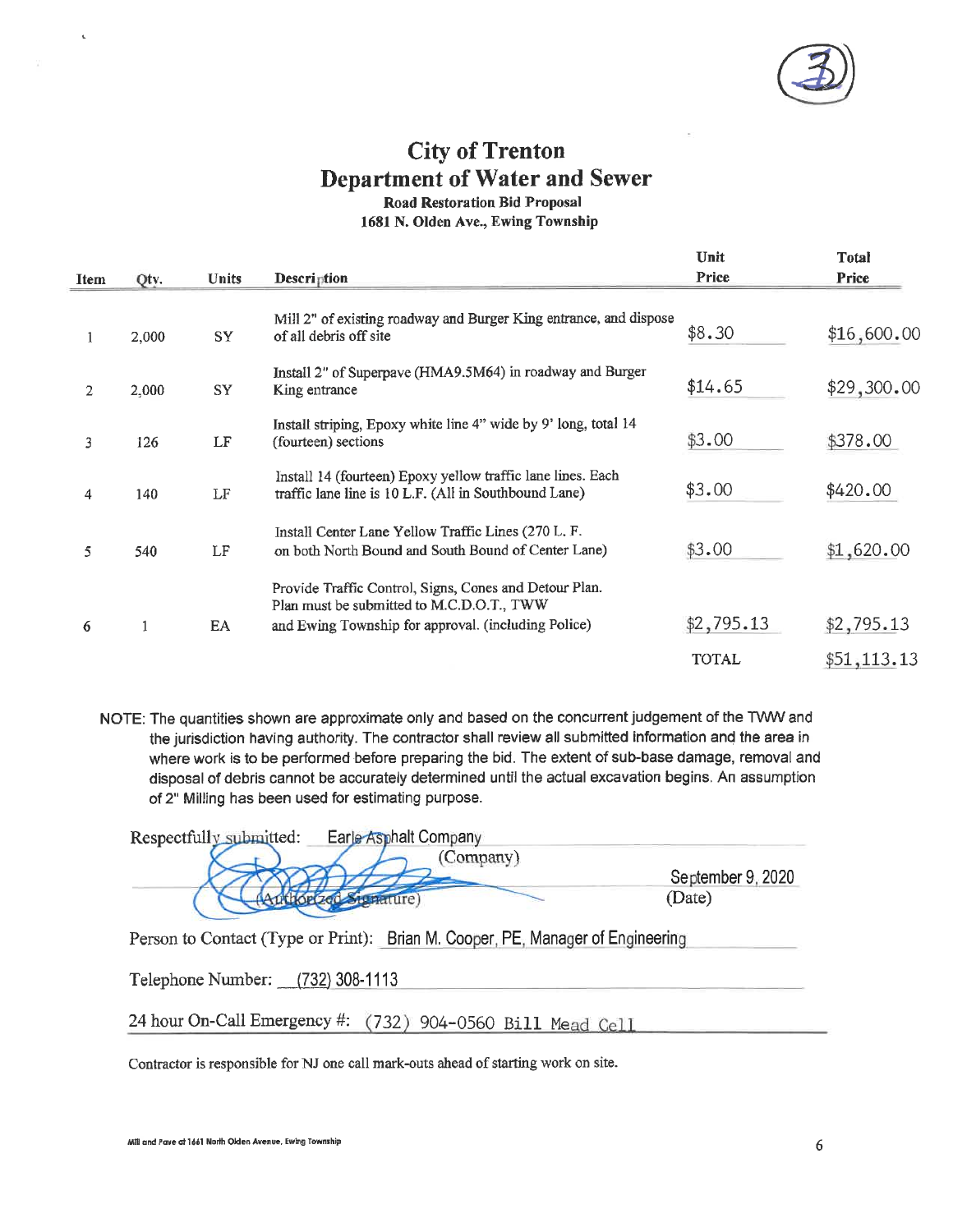# City of Trenton
# Department of Water and Sewer

**Road Restoration Bid Proposal**
**1681 N. Olden Ave., Ewing Township**

| Item | Qty. | Units | Description | Unit Price | Total Price |
|---|---|---|---|---|---|
| 1 | 2,000 | SY | Mill 2" of existing roadway and Burger King entrance, and dispose of all debris off site | $8.30 | $16,600.00 |
| 2 | 2,000 | SY | Install 2" of Superpave (HMA9.5M64) in roadway and Burger King entrance | $14.65 | $29,300.00 |
| 3 | 126 | LF | Install striping, Epoxy white line 4" wide by 9' long, total 14 (fourteen) sections | $3.00 | $378.00 |
| 4 | 140 | LF | Install 14 (fourteen) Epoxy yellow traffic lane lines. Each traffic lane line is 10 L.F. (All in Southbound Lane) | $3.00 | $420.00 |
| 5 | 540 | LF | Install Center Lane Yellow Traffic Lines (270 L. F. on both North Bound and South Bound of Center Lane) | $3.00 | $1,620.00 |
| 6 | 1 | EA | Provide Traffic Control, Signs, Cones and Detour Plan. Plan must be submitted to M.C.D.O.T., TWW and Ewing Township for approval. (including Police) | $2,795.13 | $2,795.13 |
| | | | | TOTAL | $51,113.13 |

NOTE: The quantities shown are approximate only and based on the concurrent judgement of the TWW and the jurisdiction having authority. The contractor shall review all submitted information and the area in where work is to be performed before preparing the bid. The extent of sub-base damage, removal and disposal of debris cannot be accurately determined until the actual excavation begins. An assumption of 2" Milling has been used for estimating purpose.

Respectfully submitted: Earle Asphalt Company
(Company)

(Authorized Signature) September 9, 2020
(Date)

Person to Contact (Type or Print): Brian M. Cooper, PE, Manager of Engineering

Telephone Number: (732) 308-1113

24 hour On-Call Emergency #: (732) 904-0560 Bill Mead Cell

Contractor is responsible for NJ one call mark-outs ahead of starting work on site.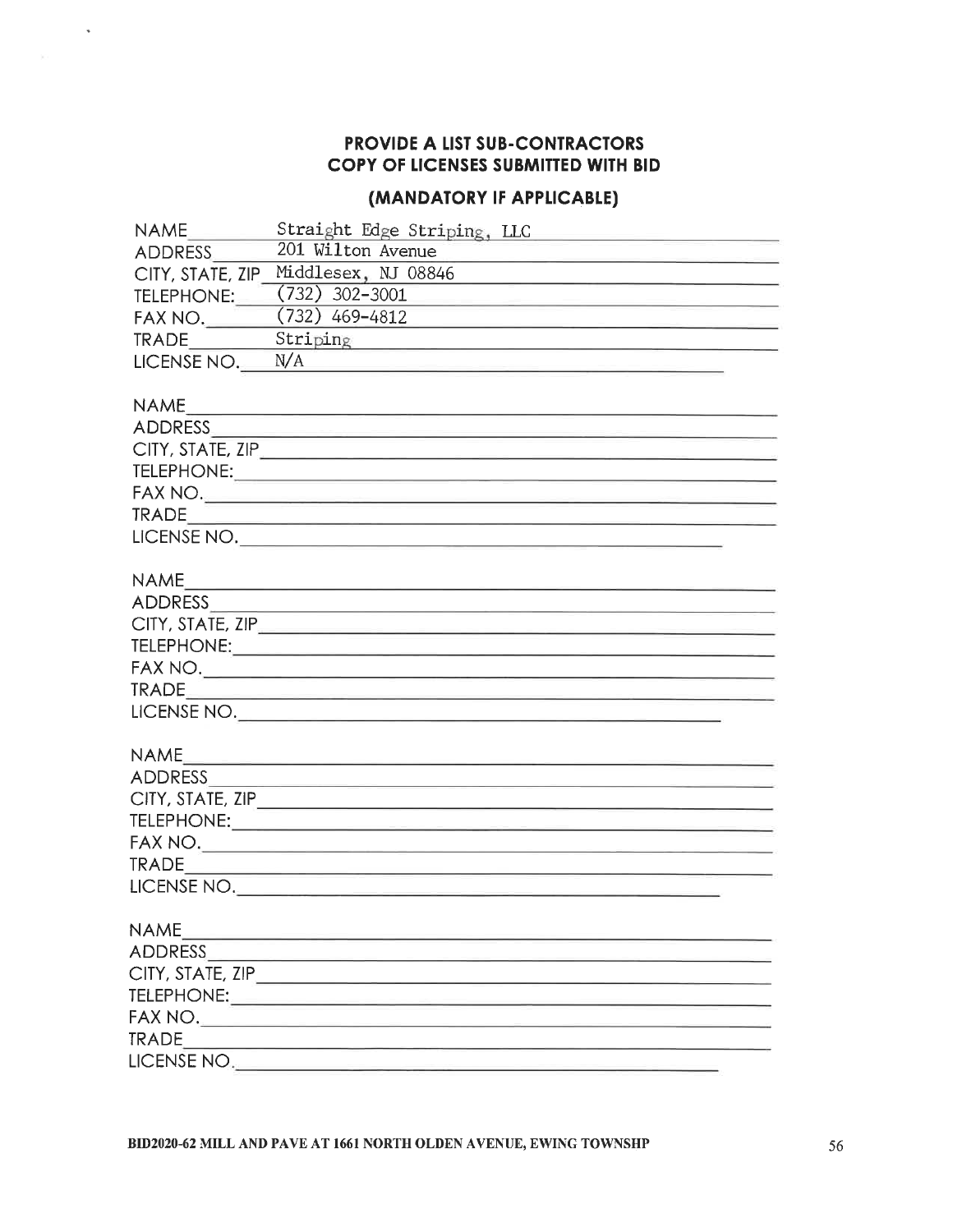### PROVIDE A LIST SUB-CONTRACTORS
### COPY OF LICENSES SUBMITTED WITH BID

### (MANDATORY IF APPLICABLE)

NAME Straight Edge Striping, LLC
ADDRESS 201 Wilton Avenue
CITY, STATE, ZIP Middlesex, NJ 08846
TELEPHONE: (732) 302-3001
FAX NO. (732) 469-4812
TRADE Striping
LICENSE NO. N/A

NAME ____________________
ADDRESS ____________________
CITY, STATE, ZIP ____________________
TELEPHONE: ____________________
FAX NO. ____________________
TRADE ____________________
LICENSE NO. ____________________

NAME ____________________
ADDRESS ____________________
CITY, STATE, ZIP ____________________
TELEPHONE: ____________________
FAX NO. ____________________
TRADE ____________________
LICENSE NO. ____________________

NAME ____________________
ADDRESS ____________________
CITY, STATE, ZIP ____________________
TELEPHONE: ____________________
FAX NO. ____________________
TRADE ____________________
LICENSE NO. ____________________

NAME ____________________
ADDRESS ____________________
CITY, STATE, ZIP ____________________
TELEPHONE: ____________________
FAX NO. ____________________
TRADE ____________________
LICENSE NO. ____________________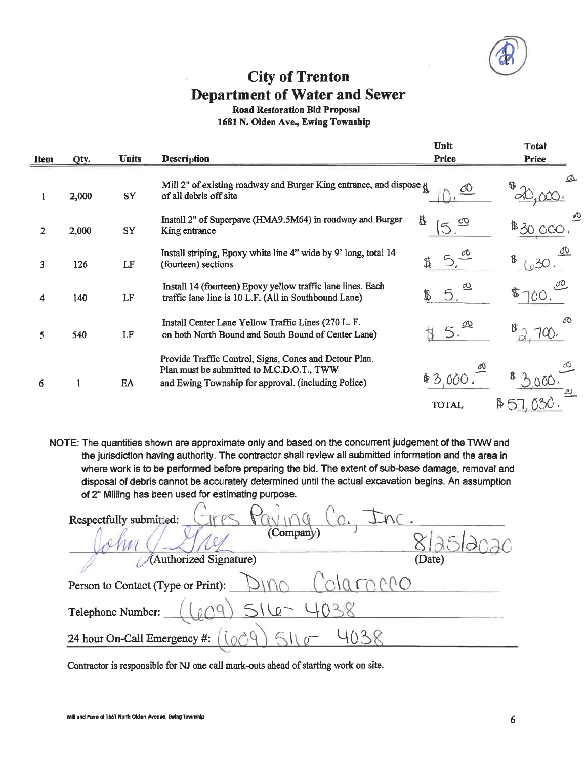# City of Trenton
# Department of Water and Sewer

**Road Restoration Bid Proposal**
**1681 N. Olden Ave., Ewing Township**

| Item | Qty. | Units | Description | Unit Price | Total Price |
|---|---|---|---|---|---|
| 1 | 2,000 | SY | Mill 2" of existing roadway and Burger King entrance, and dispose of all debris off site | $ 10.00 | $ 20,000.00 |
| 2 | 2,000 | SY | Install 2" of Superpave (HMA9.5M64) in roadway and Burger King entrance | $ 15.00 | $ 30,000.00 |
| 3 | 126 | LF | Install striping, Epoxy white line 4" wide by 9' long, total 14 (fourteen) sections | $ 5.00 | $ 630.00 |
| 4 | 140 | LF | Install 14 (fourteen) Epoxy yellow traffic lane lines. Each traffic lane line is 10 L.F. (All in Southbound Lane) | $ 5.00 | $ 700.00 |
| 5 | 540 | LF | Install Center Lane Yellow Traffic Lines (270 L. F. on both North Bound and South Bound of Center Lane) | $ 5.00 | $ 2,700.00 |
| 6 | 1 | EA | Provide Traffic Control, Signs, Cones and Detour Plan. Plan must be submitted to M.C.D.O.T., TWW and Ewing Township for approval. (including Police) | $ 3,000.00 | $ 3,000.00 |
| | | | | TOTAL | $ 57,030.00 |

NOTE: The quantities shown are approximate only and based on the concurrent judgement of the TWW and the jurisdiction having authority. The contractor shall review all submitted information and the area in where work is to be performed before preparing the bid. The extent of sub-base damage, removal and disposal of debris cannot be accurately determined until the actual excavation begins. An assumption of 2" Milling has been used for estimating purpose.

Respectfully submitted: Gres Paving Co., Inc.
(Company)

John J. Gres
(Authorized Signature)

8/25/2020
(Date)

Person to Contact (Type or Print): Dino Colarocco

Telephone Number: (609) 516-4038

24 hour On-Call Emergency #: (609) 516-4038

Contractor is responsible for NJ one call mark-outs ahead of starting work on site.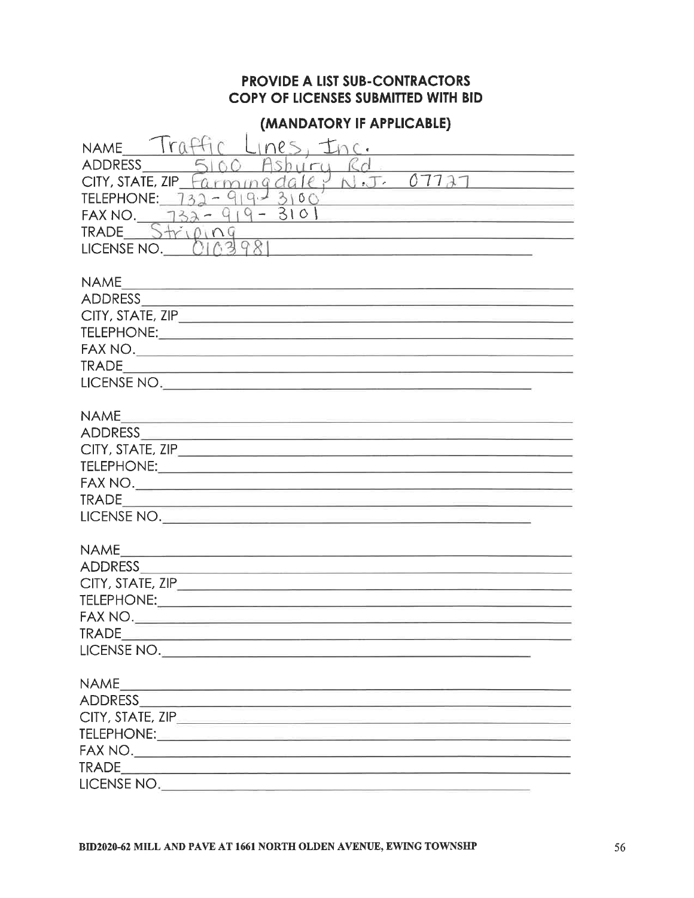## PROVIDE A LIST SUB-CONTRACTORS
## COPY OF LICENSES SUBMITTED WITH BID

### (MANDATORY IF APPLICABLE)

NAME Traffic Lines, Inc.
ADDRESS 5100 Asbury Rd
CITY, STATE, ZIP Farmingdale, N.J. 07727
TELEPHONE: 732-919-3100
FAX NO. 732-919-3101
TRADE Striping
LICENSE NO. 0103981

NAME
ADDRESS
CITY, STATE, ZIP
TELEPHONE:
FAX NO.
TRADE
LICENSE NO.

NAME
ADDRESS
CITY, STATE, ZIP
TELEPHONE:
FAX NO.
TRADE
LICENSE NO.

NAME
ADDRESS
CITY, STATE, ZIP
TELEPHONE:
FAX NO.
TRADE
LICENSE NO.

NAME
ADDRESS
CITY, STATE, ZIP
TELEPHONE:
FAX NO.
TRADE
LICENSE NO.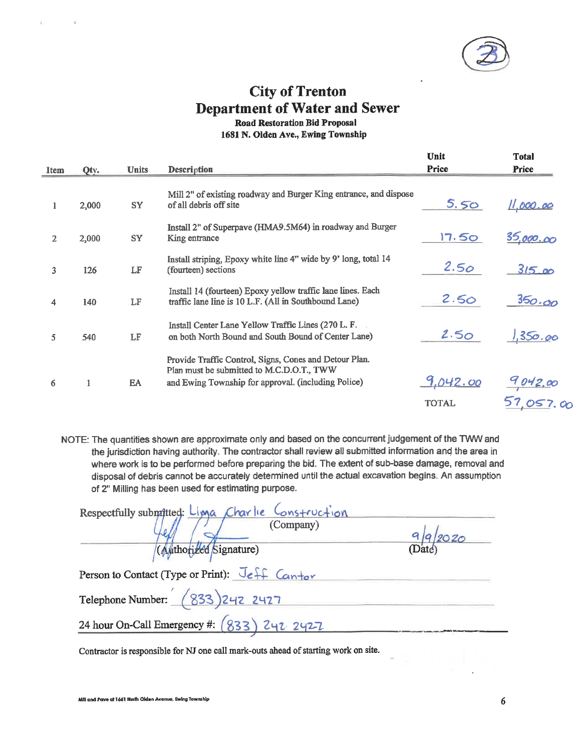3

# City of Trenton
## Department of Water and Sewer
### Road Restoration Bid Proposal
### 1681 N. Olden Ave., Ewing Township

| Item | Qty. | Units | Description | Unit Price | Total Price |
|---|---|---|---|---|---|
| 1 | 2,000 | SY | Mill 2" of existing roadway and Burger King entrance, and dispose of all debris off site | 5.50 | 11,000.00 |
| 2 | 2,000 | SY | Install 2" of Superpave (HMA9.5M64) in roadway and Burger King entrance | 17.50 | 35,000.00 |
| 3 | 126 | LF | Install striping, Epoxy white line 4" wide by 9' long, total 14 (fourteen) sections | 2.50 | 315.00 |
| 4 | 140 | LF | Install 14 (fourteen) Epoxy yellow traffic lane lines. Each traffic lane line is 10 L.F. (All in Southbound Lane) | 2.50 | 350.00 |
| 5 | 540 | LF | Install Center Lane Yellow Traffic Lines (270 L. F. on both North Bound and South Bound of Center Lane) | 2.50 | 1,350.00 |
| 6 | 1 | EA | Provide Traffic Control, Signs, Cones and Detour Plan. Plan must be submitted to M.C.D.O.T., TWW and Ewing Township for approval. (including Police) | 9,042.00 | 9,042.00 |
| | | | | TOTAL | 57,057.00 |

NOTE: The quantities shown are approximate only and based on the concurrent judgement of the TWW and the jurisdiction having authority. The contractor shall review all submitted information and the area in where work is to be performed before preparing the bid. The extent of sub-base damage, removal and disposal of debris cannot be accurately determined until the actual excavation begins. An assumption of 2" Milling has been used for estimating purpose.

Respectfully submitted: Lima Charlie Construction
(Company)

(Authorized Signature) 9/9/2020
(Date)

Person to Contact (Type or Print): Jeff Cantor

Telephone Number: (833) 242 2427

24 hour On-Call Emergency #: (833) 242 2427

Contractor is responsible for NJ one call mark-outs ahead of starting work on site.

Mill and Pave at 1681 North Olden Avenue, Ewing Township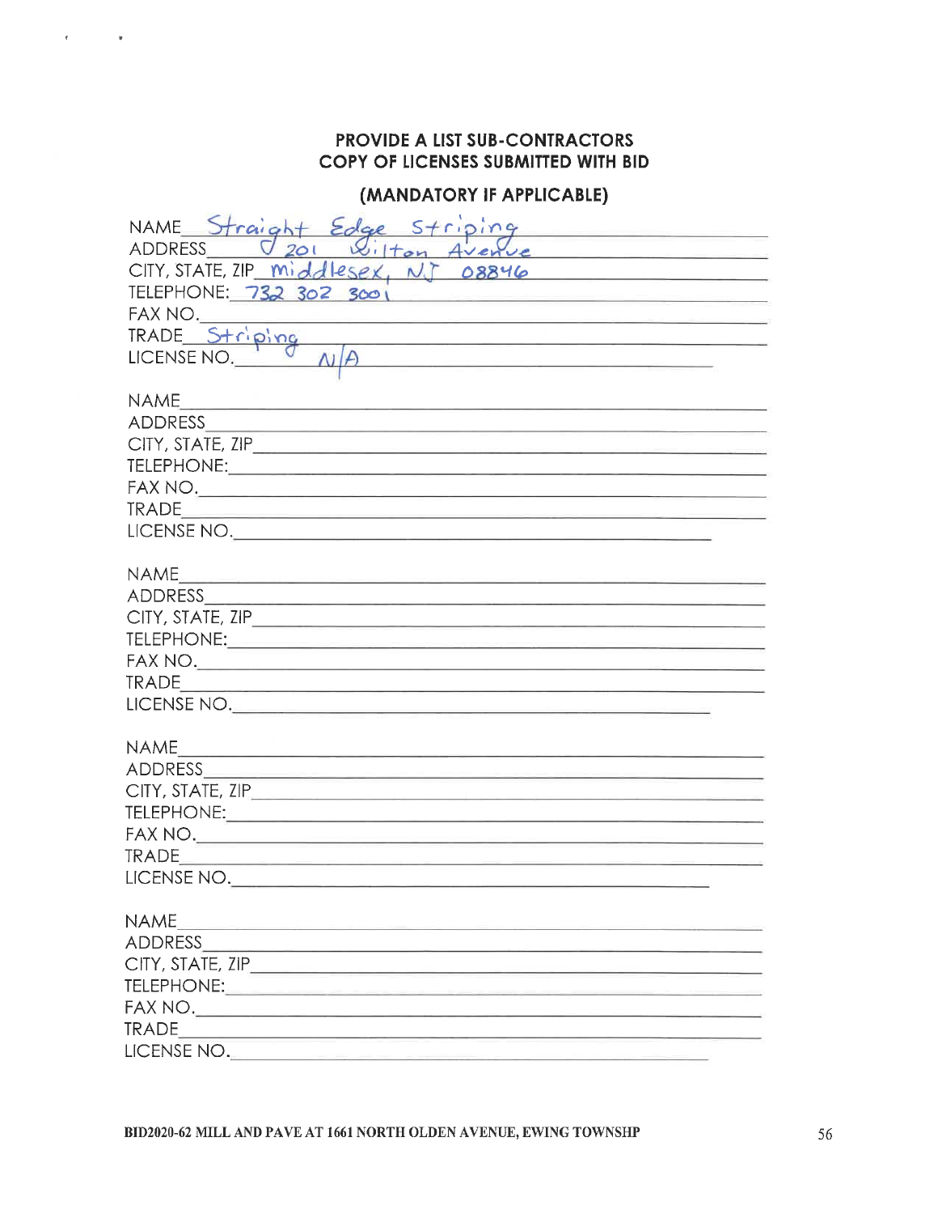**PROVIDE A LIST SUB-CONTRACTORS**
**COPY OF LICENSES SUBMITTED WITH BID**

**(MANDATORY IF APPLICABLE)**

NAME Straight Edge Striping
ADDRESS 201 Wilton Avenue
CITY, STATE, ZIP Middlesex, NJ 08846
TELEPHONE: 732 302 3001
FAX NO.
TRADE Striping
LICENSE NO. N/A

NAME
ADDRESS
CITY, STATE, ZIP
TELEPHONE:
FAX NO.
TRADE
LICENSE NO.

NAME
ADDRESS
CITY, STATE, ZIP
TELEPHONE:
FAX NO.
TRADE
LICENSE NO.

NAME
ADDRESS
CITY, STATE, ZIP
TELEPHONE:
FAX NO.
TRADE
LICENSE NO.

NAME
ADDRESS
CITY, STATE, ZIP
TELEPHONE:
FAX NO.
TRADE
LICENSE NO.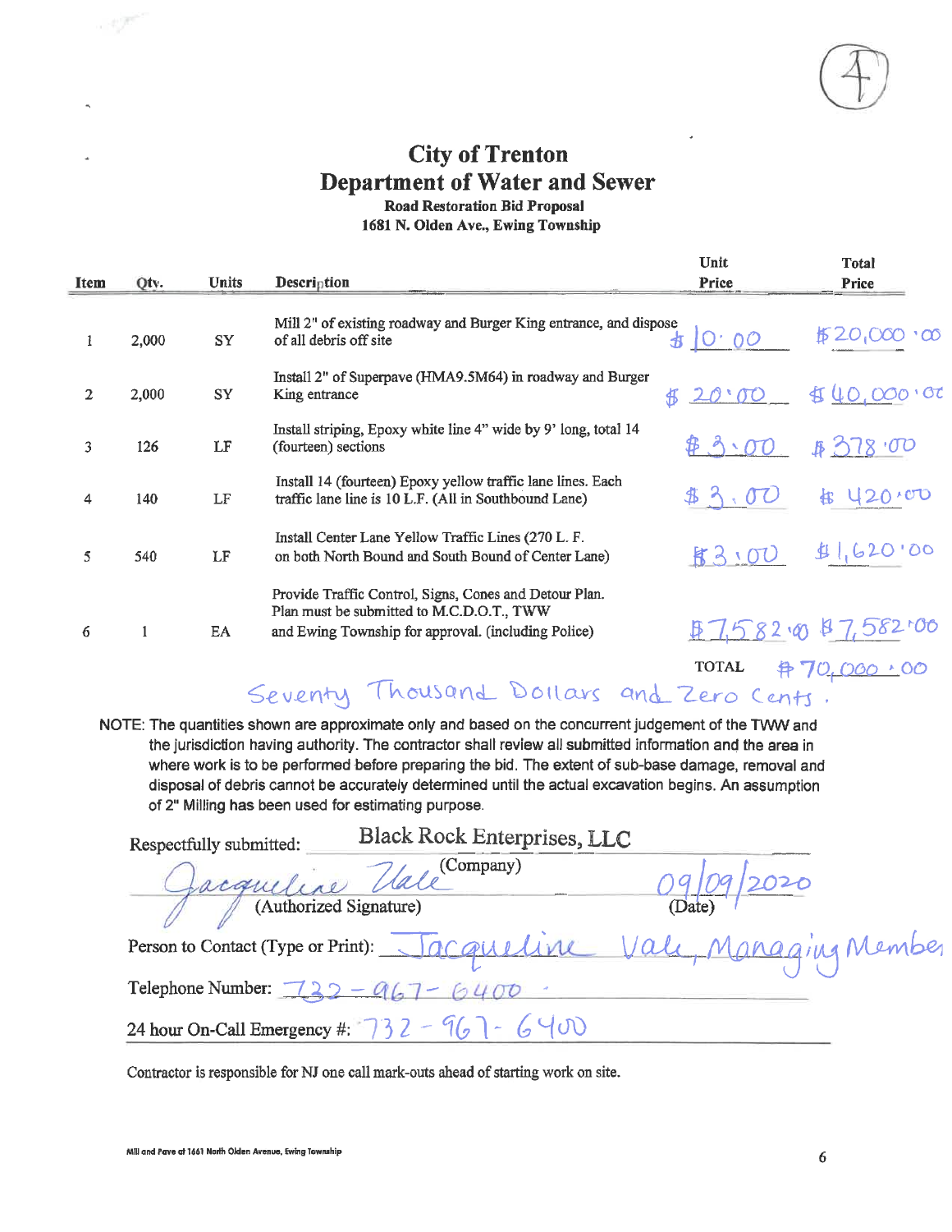# City of Trenton

## Department of Water and Sewer

### Road Restoration Bid Proposal

### 1681 N. Olden Ave., Ewing Township

| Item | Qty. | Units | Description | Unit Price | Total Price |
|---|---|---|---|---|---|
| 1 | 2,000 | SY | Mill 2" of existing roadway and Burger King entrance, and dispose of all debris off site | $10.00 | $20,000.00 |
| 2 | 2,000 | SY | Install 2" of Superpave (HMA9.5M64) in roadway and Burger King entrance | $20.00 | $40,000.00 |
| 3 | 126 | LF | Install striping, Epoxy white line 4" wide by 9' long, total 14 (fourteen) sections | $3.00 | $378.00 |
| 4 | 140 | LF | Install 14 (fourteen) Epoxy yellow traffic lane lines. Each traffic lane line is 10 L.F. (All in Southbound Lane) | $3.00 | $420.00 |
| 5 | 540 | LF | Install Center Lane Yellow Traffic Lines (270 L. F. on both North Bound and South Bound of Center Lane) | $3.00 | $1,620.00 |
| 6 | 1 | EA | Provide Traffic Control, Signs, Cones and Detour Plan. Plan must be submitted to M.C.D.O.T., TWW and Ewing Township for approval. (including Police) | $7,582.00 | $7,582.00 |
| | | | | TOTAL | $70,000.00 |

Seventy Thousand Dollars and Zero Cents.

NOTE: The quantities shown are approximate only and based on the concurrent judgement of the TWW and the jurisdiction having authority. The contractor shall review all submitted information and the area in where work is to be performed before preparing the bid. The extent of sub-base damage, removal and disposal of debris cannot be accurately determined until the actual excavation begins. An assumption of 2" Milling has been used for estimating purpose.

Respectfully submitted: Black Rock Enterprises, LLC
(Company)

Jacqueline Vale
(Authorized Signature)

09/09/2020
(Date)

Person to Contact (Type or Print): Jacqueline Vale, Managing Member

Telephone Number: 732-967-6400

24 hour On-Call Emergency #: 732-967-6400

Contractor is responsible for NJ one call mark-outs ahead of starting work on site.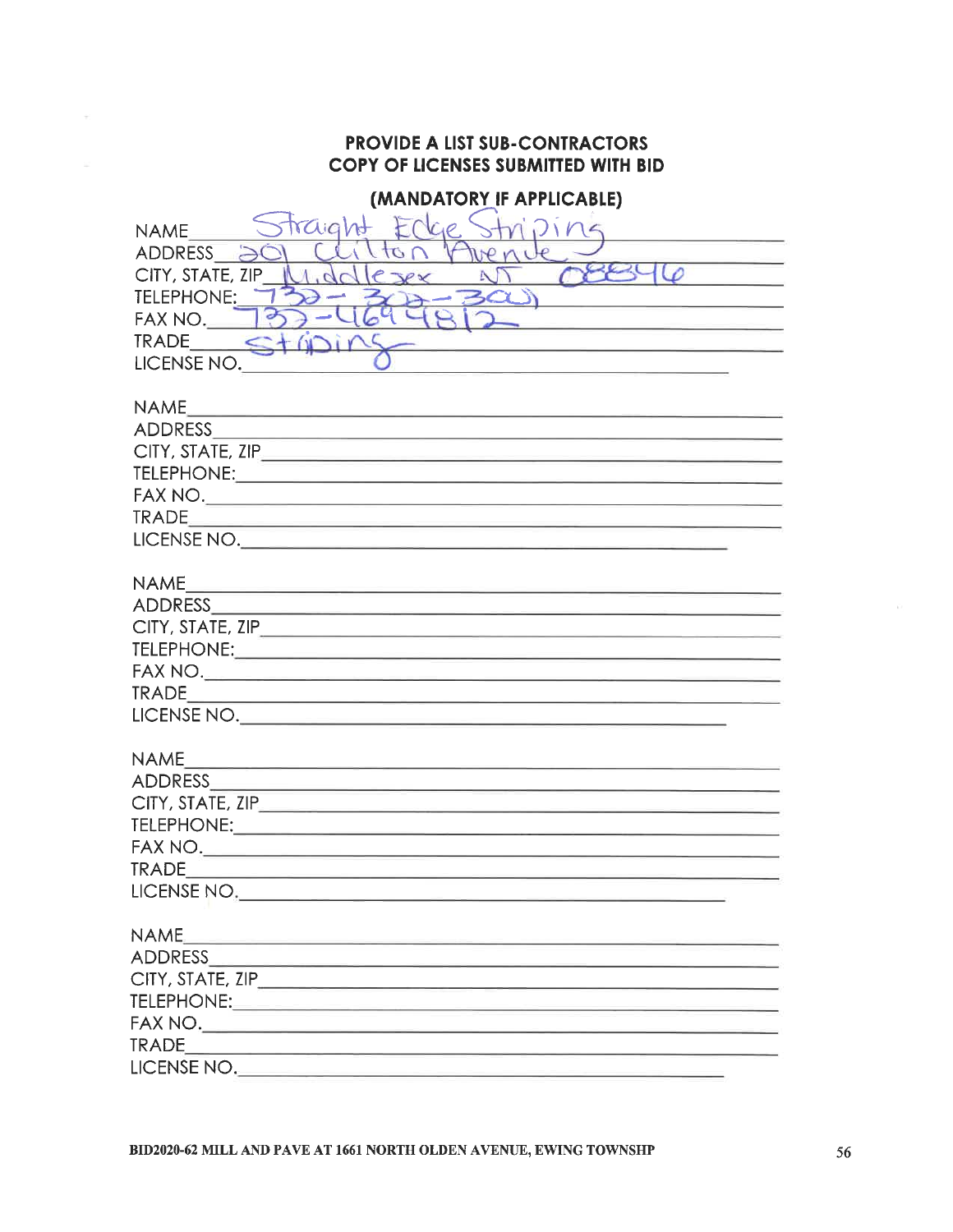**PROVIDE A LIST SUB-CONTRACTORS**
**COPY OF LICENSES SUBMITTED WITH BID**

**(MANDATORY IF APPLICABLE)**

NAME Straight Edge Striping
ADDRESS 201 Clifton Avenue
CITY, STATE, ZIP Middlesex NJ 08846
TELEPHONE: 732-302-3001
FAX NO. 732-469-4812
TRADE Striping
LICENSE NO.

NAME
ADDRESS
CITY, STATE, ZIP
TELEPHONE:
FAX NO.
TRADE
LICENSE NO.

NAME
ADDRESS
CITY, STATE, ZIP
TELEPHONE:
FAX NO.
TRADE
LICENSE NO.

NAME
ADDRESS
CITY, STATE, ZIP
TELEPHONE:
FAX NO.
TRADE
LICENSE NO.

NAME
ADDRESS
CITY, STATE, ZIP
TELEPHONE:
FAX NO.
TRADE
LICENSE NO.

BID2020-62 MILL AND PAVE AT 1661 NORTH OLDEN AVENUE, EWING TOWNSHP